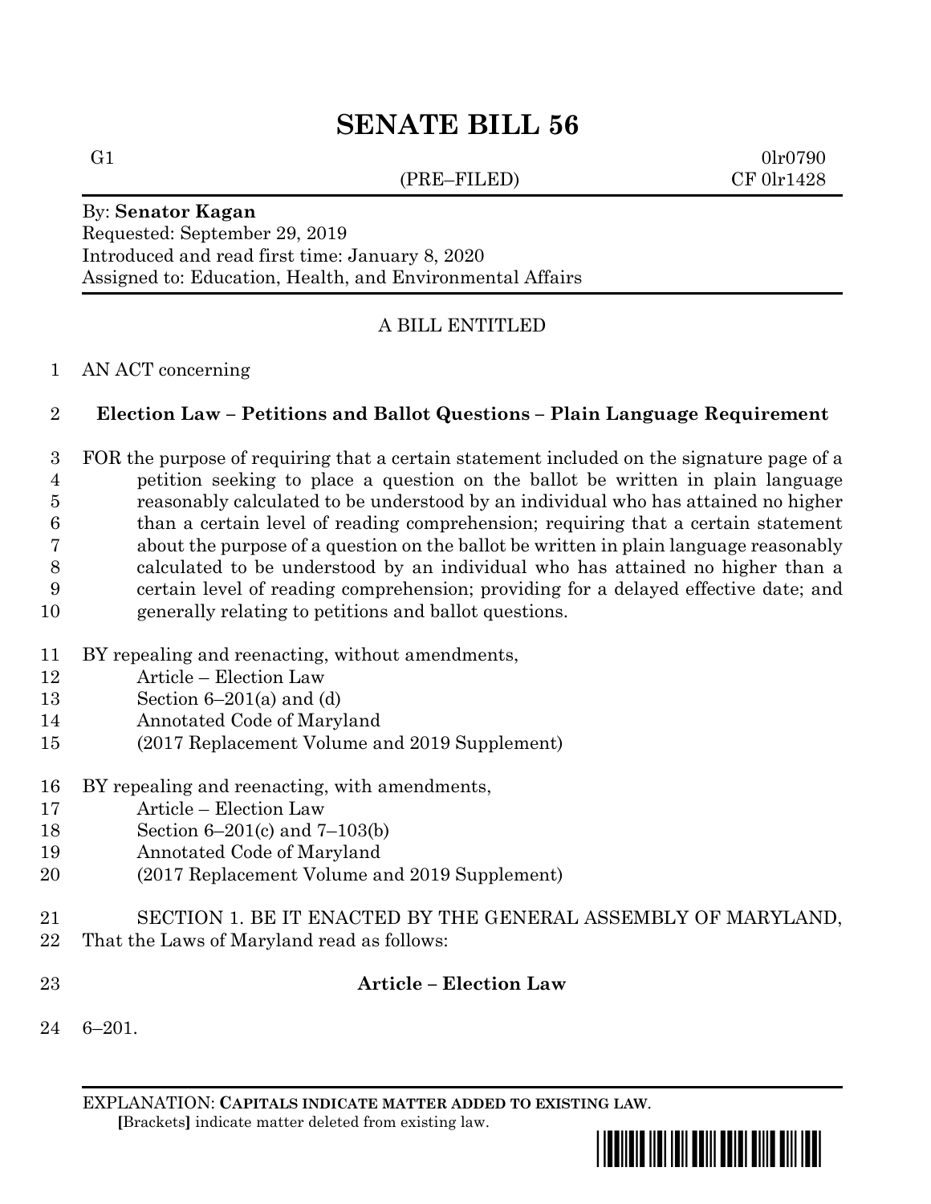# SENATE BILL 56

G1 0lr0790
(PRE–FILED) CF 0lr1428

By: **Senator Kagan**
Requested: September 29, 2019
Introduced and read first time: January 8, 2020
Assigned to: Education, Health, and Environmental Affairs

A BILL ENTITLED

1 AN ACT concerning

2 **Election Law – Petitions and Ballot Questions – Plain Language Requirement**

3 FOR the purpose of requiring that a certain statement included on the signature page of a
4 petition seeking to place a question on the ballot be written in plain language
5 reasonably calculated to be understood by an individual who has attained no higher
6 than a certain level of reading comprehension; requiring that a certain statement
7 about the purpose of a question on the ballot be written in plain language reasonably
8 calculated to be understood by an individual who has attained no higher than a
9 certain level of reading comprehension; providing for a delayed effective date; and
10 generally relating to petitions and ballot questions.

11 BY repealing and reenacting, without amendments,
12 Article – Election Law
13 Section 6–201(a) and (d)
14 Annotated Code of Maryland
15 (2017 Replacement Volume and 2019 Supplement)

16 BY repealing and reenacting, with amendments,
17 Article – Election Law
18 Section 6–201(c) and 7–103(b)
19 Annotated Code of Maryland
20 (2017 Replacement Volume and 2019 Supplement)

21 SECTION 1. BE IT ENACTED BY THE GENERAL ASSEMBLY OF MARYLAND,
22 That the Laws of Maryland read as follows:

23 **Article – Election Law**

24 6–201.

EXPLANATION: **CAPITALS INDICATE MATTER ADDED TO EXISTING LAW.**
**[**Brackets**]** indicate matter deleted from existing law.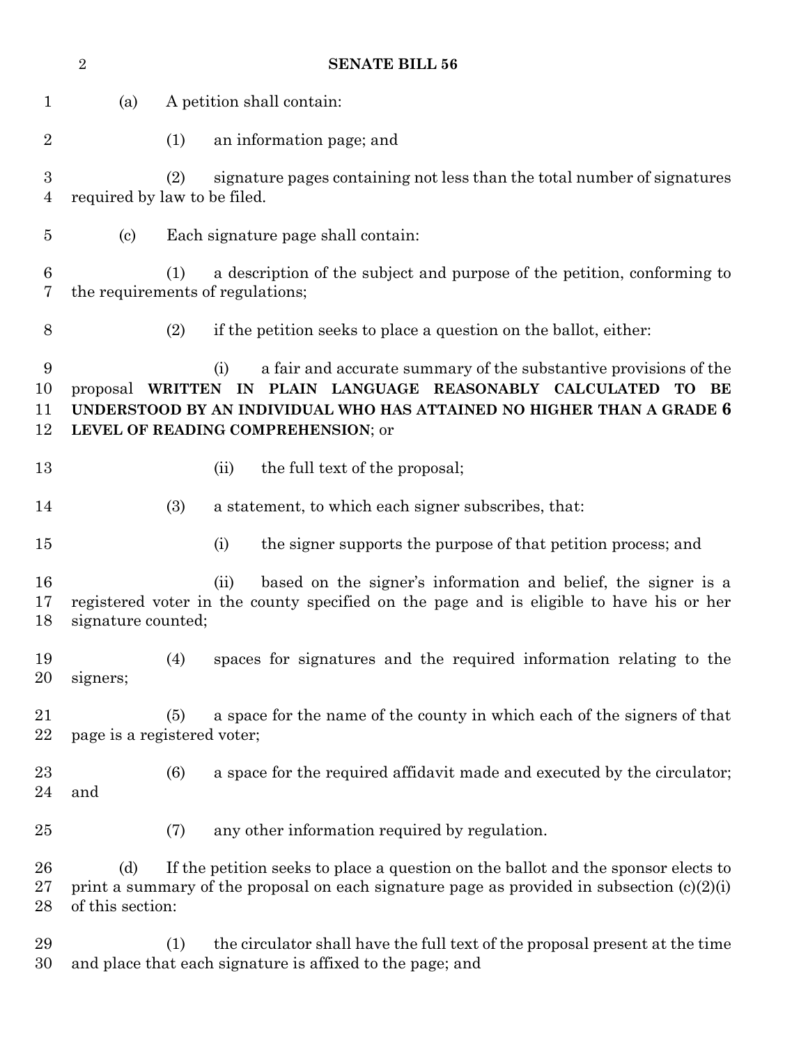(a) A petition shall contain:

(1) an information page; and

(2) signature pages containing not less than the total number of signatures required by law to be filed.

(c) Each signature page shall contain:

(1) a description of the subject and purpose of the petition, conforming to the requirements of regulations;

(2) if the petition seeks to place a question on the ballot, either:

(i) a fair and accurate summary of the substantive provisions of the proposal **WRITTEN IN PLAIN LANGUAGE REASONABLY CALCULATED TO BE UNDERSTOOD BY AN INDIVIDUAL WHO HAS ATTAINED NO HIGHER THAN A GRADE 6 LEVEL OF READING COMPREHENSION**; or

(ii) the full text of the proposal;

(3) a statement, to which each signer subscribes, that:

(i) the signer supports the purpose of that petition process; and

(ii) based on the signer's information and belief, the signer is a registered voter in the county specified on the page and is eligible to have his or her signature counted;

(4) spaces for signatures and the required information relating to the signers;

(5) a space for the name of the county in which each of the signers of that page is a registered voter;

(6) a space for the required affidavit made and executed by the circulator; and

(7) any other information required by regulation.

(d) If the petition seeks to place a question on the ballot and the sponsor elects to print a summary of the proposal on each signature page as provided in subsection (c)(2)(i) of this section:

(1) the circulator shall have the full text of the proposal present at the time and place that each signature is affixed to the page; and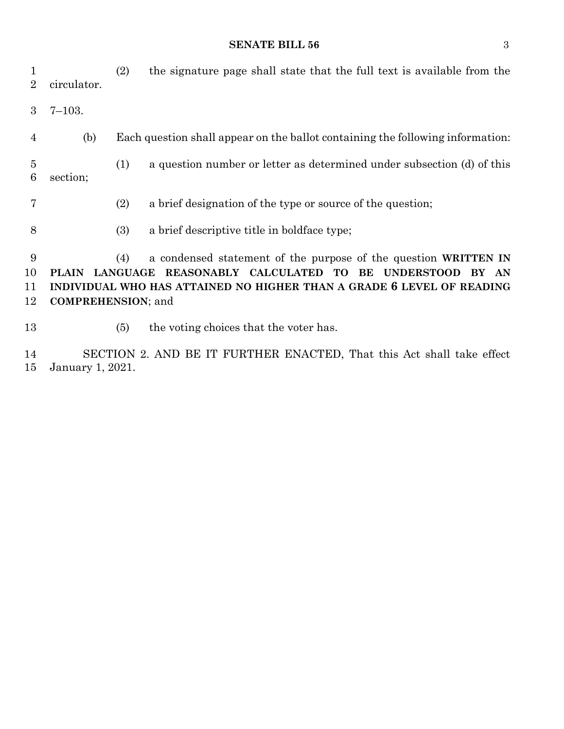(2) the signature page shall state that the full text is available from the circulator.

7–103.

(b) Each question shall appear on the ballot containing the following information:

(1) a question number or letter as determined under subsection (d) of this section;

(2) a brief designation of the type or source of the question;

(3) a brief descriptive title in boldface type;

(4) a condensed statement of the purpose of the question **WRITTEN IN PLAIN LANGUAGE REASONABLY CALCULATED TO BE UNDERSTOOD BY AN INDIVIDUAL WHO HAS ATTAINED NO HIGHER THAN A GRADE 6 LEVEL OF READING COMPREHENSION**; and

(5) the voting choices that the voter has.

SECTION 2. AND BE IT FURTHER ENACTED, That this Act shall take effect January 1, 2021.